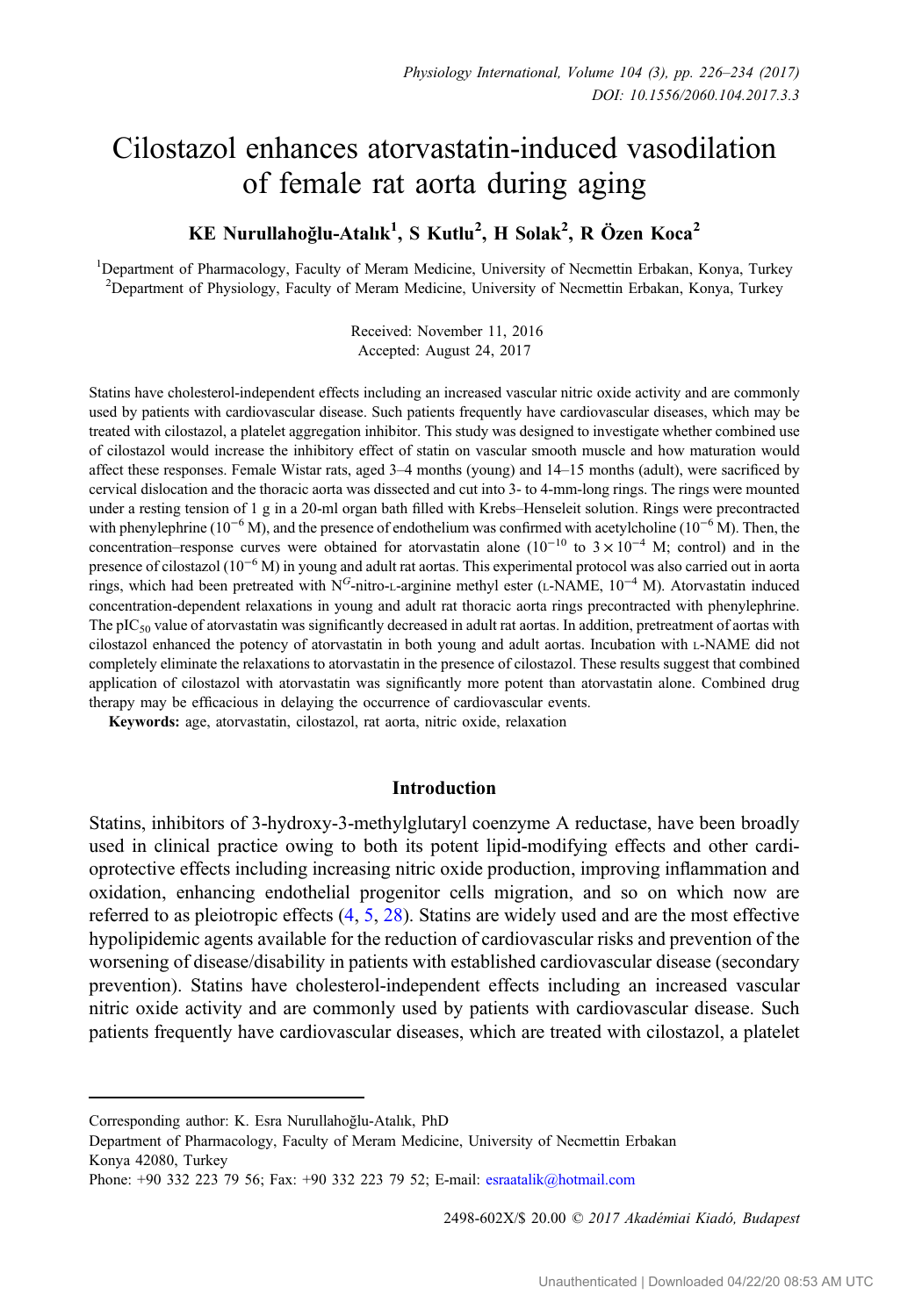# Cilostazol enhances atorvastatin-induced vasodilation of female rat aorta during aging

**KE Nurullahoğlu-Atalık[1], S Kutlu[2], H Solak[2], R Özen Koca[2]**

[1]Department of Pharmacology, Faculty of Meram Medicine, University of Necmettin Erbakan, Konya, Turkey
[2]Department of Physiology, Faculty of Meram Medicine, University of Necmettin Erbakan, Konya, Turkey

Received: November 11, 2016
Accepted: August 24, 2017

Statins have cholesterol-independent effects including an increased vascular nitric oxide activity and are commonly used by patients with cardiovascular disease. Such patients frequently have cardiovascular diseases, which may be treated with cilostazol, a platelet aggregation inhibitor. This study was designed to investigate whether combined use of cilostazol would increase the inhibitory effect of statin on vascular smooth muscle and how maturation would affect these responses. Female Wistar rats, aged 3–4 months (young) and 14–15 months (adult), were sacrificed by cervical dislocation and the thoracic aorta was dissected and cut into 3- to 4-mm-long rings. The rings were mounted under a resting tension of 1 g in a 20-ml organ bath filled with Krebs–Henseleit solution. Rings were precontracted with phenylephrine ($10^{-6}$ M), and the presence of endothelium was confirmed with acetylcholine ($10^{-6}$ M). Then, the concentration–response curves were obtained for atorvastatin alone ($10^{-10}$ to $3 \times 10^{-4}$ M; control) and in the presence of cilostazol ($10^{-6}$ M) in young and adult rat aortas. This experimental protocol was also carried out in aorta rings, which had been pretreated with N$^{G}$-nitro-L-arginine methyl ester (L-NAME, $10^{-4}$ M). Atorvastatin induced concentration-dependent relaxations in young and adult rat thoracic aorta rings precontracted with phenylephrine. The $pIC_{50}$ value of atorvastatin was significantly decreased in adult rat aortas. In addition, pretreatment of aortas with cilostazol enhanced the potency of atorvastatin in both young and adult aortas. Incubation with L-NAME did not completely eliminate the relaxations to atorvastatin in the presence of cilostazol. These results suggest that combined application of cilostazol with atorvastatin was significantly more potent than atorvastatin alone. Combined drug therapy may be efficacious in delaying the occurrence of cardiovascular events.

**Keywords:** age, atorvastatin, cilostazol, rat aorta, nitric oxide, relaxation

## Introduction

Statins, inhibitors of 3-hydroxy-3-methylglutaryl coenzyme A reductase, have been broadly used in clinical practice owing to both its potent lipid-modifying effects and other cardioprotective effects including increasing nitric oxide production, improving inflammation and oxidation, enhancing endothelial progenitor cells migration, and so on which now are referred to as pleiotropic effects (4, 5, 28). Statins are widely used and are the most effective hypolipidemic agents available for the reduction of cardiovascular risks and prevention of the worsening of disease/disability in patients with established cardiovascular disease (secondary prevention). Statins have cholesterol-independent effects including an increased vascular nitric oxide activity and are commonly used by patients with cardiovascular disease. Such patients frequently have cardiovascular diseases, which are treated with cilostazol, a platelet

Corresponding author: K. Esra Nurullahoğlu-Atalık, PhD
Department of Pharmacology, Faculty of Meram Medicine, University of Necmettin Erbakan
Konya 42080, Turkey
Phone: +90 332 223 79 56; Fax: +90 332 223 79 52; E-mail: esraatalik@hotmail.com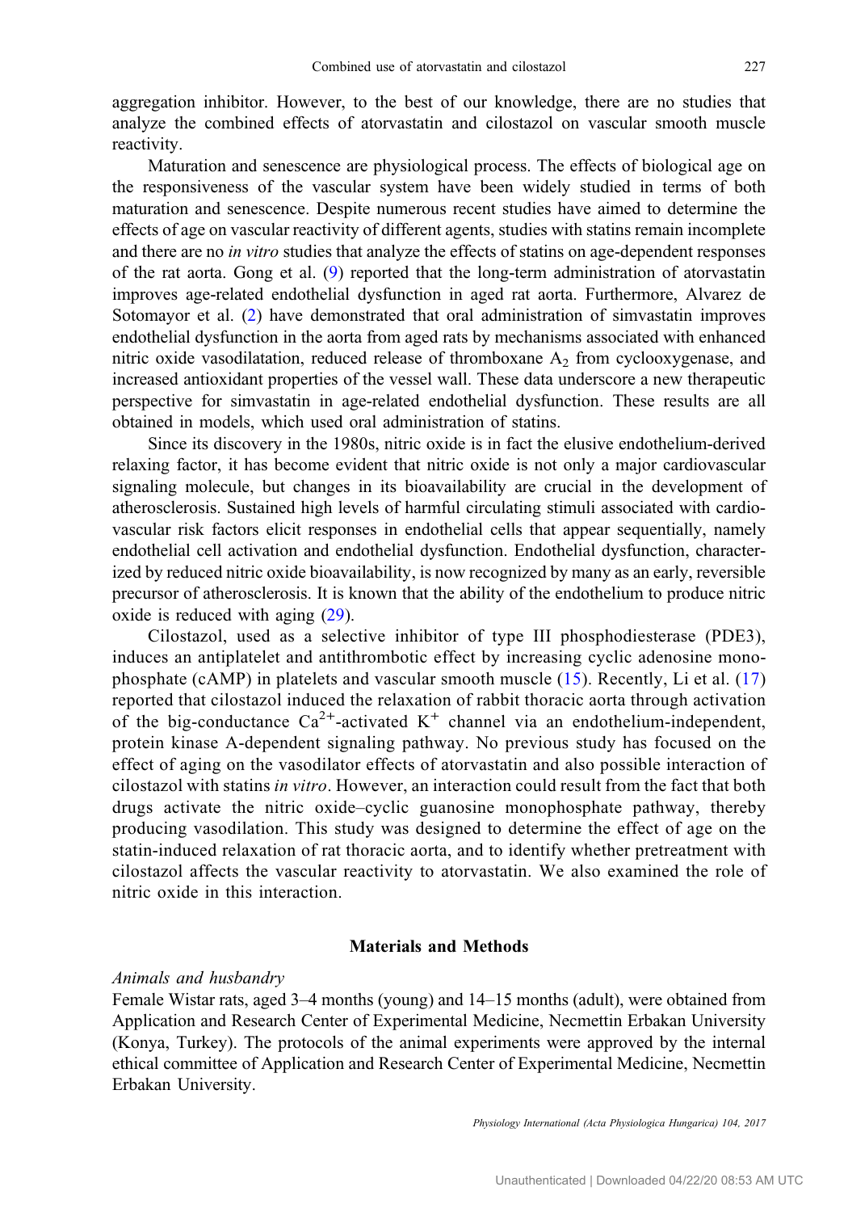aggregation inhibitor. However, to the best of our knowledge, there are no studies that analyze the combined effects of atorvastatin and cilostazol on vascular smooth muscle reactivity.

Maturation and senescence are physiological process. The effects of biological age on the responsiveness of the vascular system have been widely studied in terms of both maturation and senescence. Despite numerous recent studies have aimed to determine the effects of age on vascular reactivity of different agents, studies with statins remain incomplete and there are no *in vitro* studies that analyze the effects of statins on age-dependent responses of the rat aorta. Gong et al. (9) reported that the long-term administration of atorvastatin improves age-related endothelial dysfunction in aged rat aorta. Furthermore, Alvarez de Sotomayor et al. (2) have demonstrated that oral administration of simvastatin improves endothelial dysfunction in the aorta from aged rats by mechanisms associated with enhanced nitric oxide vasodilatation, reduced release of thromboxane $A_2$ from cyclooxygenase, and increased antioxidant properties of the vessel wall. These data underscore a new therapeutic perspective for simvastatin in age-related endothelial dysfunction. These results are all obtained in models, which used oral administration of statins.

Since its discovery in the 1980s, nitric oxide is in fact the elusive endothelium-derived relaxing factor, it has become evident that nitric oxide is not only a major cardiovascular signaling molecule, but changes in its bioavailability are crucial in the development of atherosclerosis. Sustained high levels of harmful circulating stimuli associated with cardiovascular risk factors elicit responses in endothelial cells that appear sequentially, namely endothelial cell activation and endothelial dysfunction. Endothelial dysfunction, characterized by reduced nitric oxide bioavailability, is now recognized by many as an early, reversible precursor of atherosclerosis. It is known that the ability of the endothelium to produce nitric oxide is reduced with aging (29).

Cilostazol, used as a selective inhibitor of type III phosphodiesterase (PDE3), induces an antiplatelet and antithrombotic effect by increasing cyclic adenosine monophosphate (cAMP) in platelets and vascular smooth muscle (15). Recently, Li et al. (17) reported that cilostazol induced the relaxation of rabbit thoracic aorta through activation of the big-conductance $Ca^{2+}$-activated $K^{+}$ channel via an endothelium-independent, protein kinase A-dependent signaling pathway. No previous study has focused on the effect of aging on the vasodilator effects of atorvastatin and also possible interaction of cilostazol with statins *in vitro*. However, an interaction could result from the fact that both drugs activate the nitric oxide–cyclic guanosine monophosphate pathway, thereby producing vasodilation. This study was designed to determine the effect of age on the statin-induced relaxation of rat thoracic aorta, and to identify whether pretreatment with cilostazol affects the vascular reactivity to atorvastatin. We also examined the role of nitric oxide in this interaction.

## Materials and Methods

### *Animals and husbandry*

Female Wistar rats, aged 3–4 months (young) and 14–15 months (adult), were obtained from Application and Research Center of Experimental Medicine, Necmettin Erbakan University (Konya, Turkey). The protocols of the animal experiments were approved by the internal ethical committee of Application and Research Center of Experimental Medicine, Necmettin Erbakan University.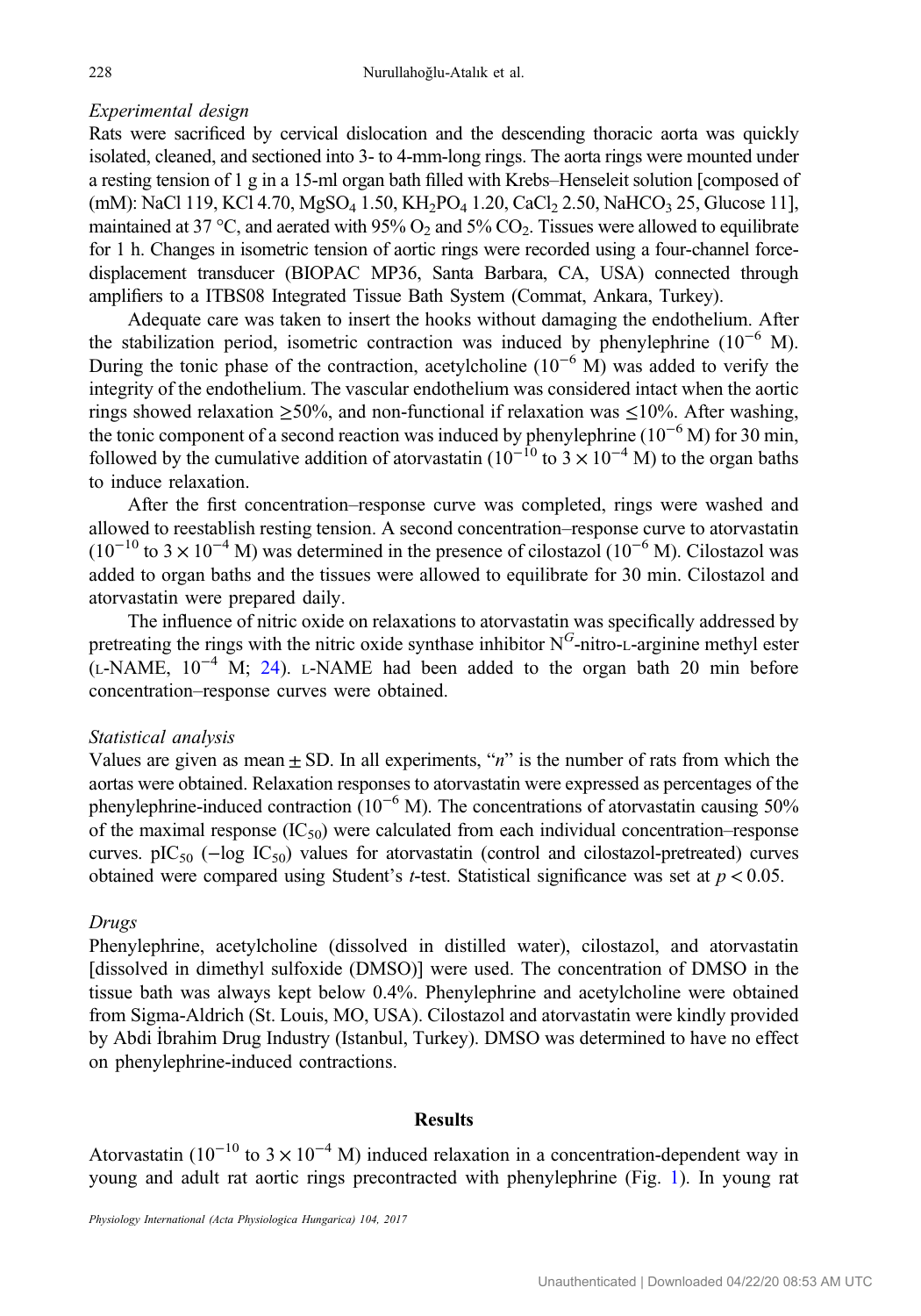### Experimental design

Rats were sacrificed by cervical dislocation and the descending thoracic aorta was quickly isolated, cleaned, and sectioned into 3- to 4-mm-long rings. The aorta rings were mounted under a resting tension of 1 g in a 15-ml organ bath filled with Krebs–Henseleit solution [composed of (mM): NaCl 119, KCl 4.70, $MgSO_4$ 1.50, $KH_2PO_4$ 1.20, $CaCl_2$ 2.50, $NaHCO_3$ 25, Glucose 11], maintained at 37 °C, and aerated with 95% $O_2$ and 5% $CO_2$. Tissues were allowed to equilibrate for 1 h. Changes in isometric tension of aortic rings were recorded using a four-channel force-displacement transducer (BIOPAC MP36, Santa Barbara, CA, USA) connected through amplifiers to a ITBS08 Integrated Tissue Bath System (Commat, Ankara, Turkey).

Adequate care was taken to insert the hooks without damaging the endothelium. After the stabilization period, isometric contraction was induced by phenylephrine ($10^{-6}$ M). During the tonic phase of the contraction, acetylcholine ($10^{-6}$ M) was added to verify the integrity of the endothelium. The vascular endothelium was considered intact when the aortic rings showed relaxation ≥50%, and non-functional if relaxation was ≤10%. After washing, the tonic component of a second reaction was induced by phenylephrine ($10^{-6}$ M) for 30 min, followed by the cumulative addition of atorvastatin ($10^{-10}$ to $3 \times 10^{-4}$ M) to the organ baths to induce relaxation.

After the first concentration–response curve was completed, rings were washed and allowed to reestablish resting tension. A second concentration–response curve to atorvastatin ($10^{-10}$ to $3 \times 10^{-4}$ M) was determined in the presence of cilostazol ($10^{-6}$ M). Cilostazol was added to organ baths and the tissues were allowed to equilibrate for 30 min. Cilostazol and atorvastatin were prepared daily.

The influence of nitric oxide on relaxations to atorvastatin was specifically addressed by pretreating the rings with the nitric oxide synthase inhibitor $N^G$-nitro-L-arginine methyl ester (L-NAME, $10^{-4}$ M; 24). L-NAME had been added to the organ bath 20 min before concentration–response curves were obtained.

### Statistical analysis

Values are given as mean ± SD. In all experiments, "*n*" is the number of rats from which the aortas were obtained. Relaxation responses to atorvastatin were expressed as percentages of the phenylephrine-induced contraction ($10^{-6}$ M). The concentrations of atorvastatin causing 50% of the maximal response ($IC_{50}$) were calculated from each individual concentration–response curves. $pIC_{50}$ ($-\log IC_{50}$) values for atorvastatin (control and cilostazol-pretreated) curves obtained were compared using Student's *t*-test. Statistical significance was set at $p < 0.05$.

### Drugs

Phenylephrine, acetylcholine (dissolved in distilled water), cilostazol, and atorvastatin [dissolved in dimethyl sulfoxide (DMSO)] were used. The concentration of DMSO in the tissue bath was always kept below 0.4%. Phenylephrine and acetylcholine were obtained from Sigma-Aldrich (St. Louis, MO, USA). Cilostazol and atorvastatin were kindly provided by Abdi İbrahim Drug Industry (Istanbul, Turkey). DMSO was determined to have no effect on phenylephrine-induced contractions.

## Results

Atorvastatin ($10^{-10}$ to $3 \times 10^{-4}$ M) induced relaxation in a concentration-dependent way in young and adult rat aortic rings precontracted with phenylephrine (Fig. 1). In young rat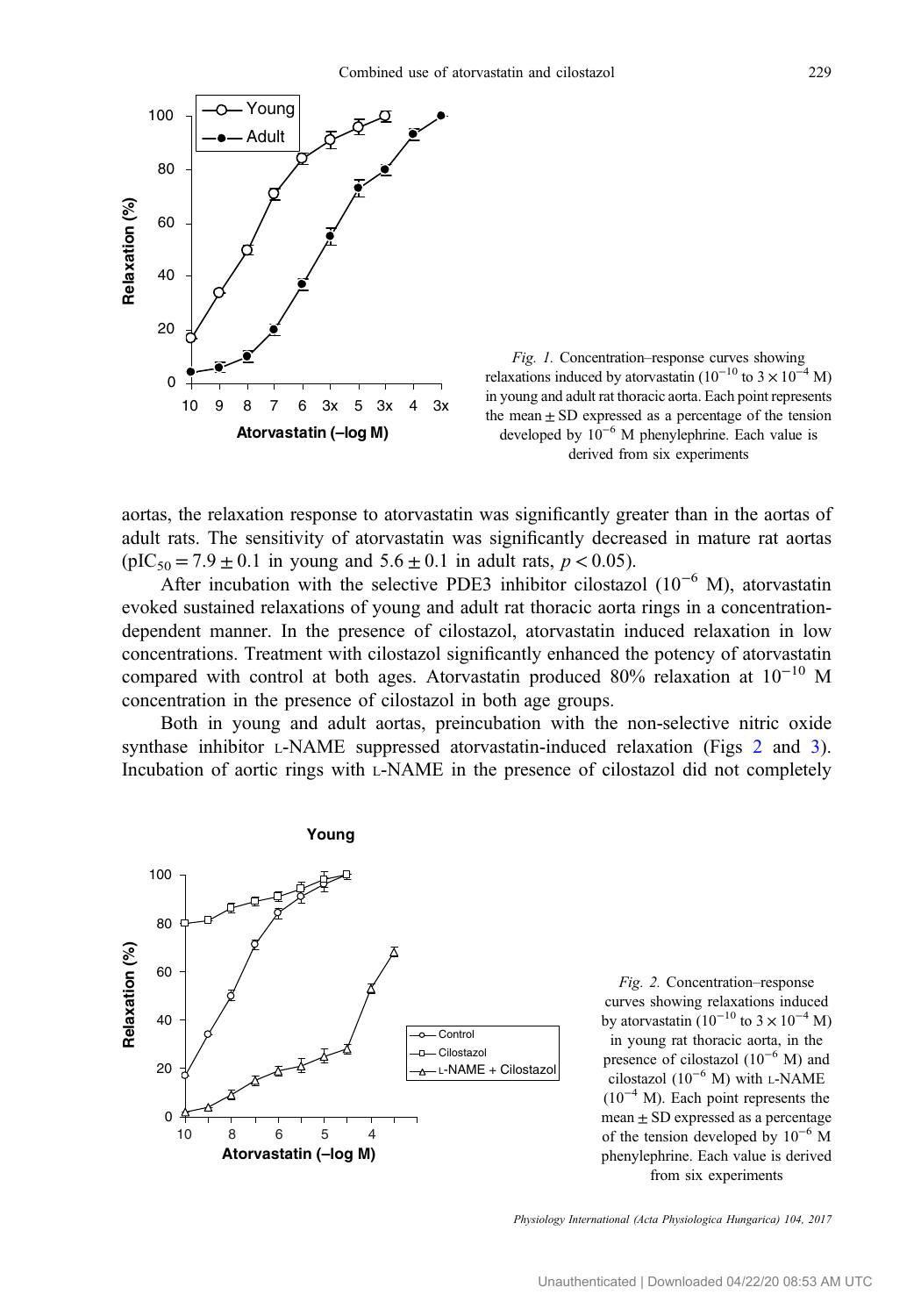Fig. 1. Concentration–response curves showing relaxations induced by atorvastatin ($10^{-10}$ to $3 \times 10^{-4}$ M) in young and adult rat thoracic aorta. Each point represents the mean ± SD expressed as a percentage of the tension developed by $10^{-6}$ M phenylephrine. Each value is derived from six experiments

aortas, the relaxation response to atorvastatin was significantly greater than in the aortas of adult rats. The sensitivity of atorvastatin was significantly decreased in mature rat aortas ($pIC_{50} = 7.9 \pm 0.1$ in young and $5.6 \pm 0.1$ in adult rats, $p < 0.05$).

After incubation with the selective PDE3 inhibitor cilostazol ($10^{-6}$ M), atorvastatin evoked sustained relaxations of young and adult rat thoracic aorta rings in a concentration-dependent manner. In the presence of cilostazol, atorvastatin induced relaxation in low concentrations. Treatment with cilostazol significantly enhanced the potency of atorvastatin compared with control at both ages. Atorvastatin produced 80% relaxation at $10^{-10}$ M concentration in the presence of cilostazol in both age groups.

Both in young and adult aortas, preincubation with the non-selective nitric oxide synthase inhibitor L-NAME suppressed atorvastatin-induced relaxation (Figs 2 and 3). Incubation of aortic rings with L-NAME in the presence of cilostazol did not completely

Fig. 2. Concentration–response curves showing relaxations induced by atorvastatin ($10^{-10}$ to $3 \times 10^{-4}$ M) in young rat thoracic aorta, in the presence of cilostazol ($10^{-6}$ M) and cilostazol ($10^{-6}$ M) with L-NAME ($10^{-4}$ M). Each point represents the mean ± SD expressed as a percentage of the tension developed by $10^{-6}$ M phenylephrine. Each value is derived from six experiments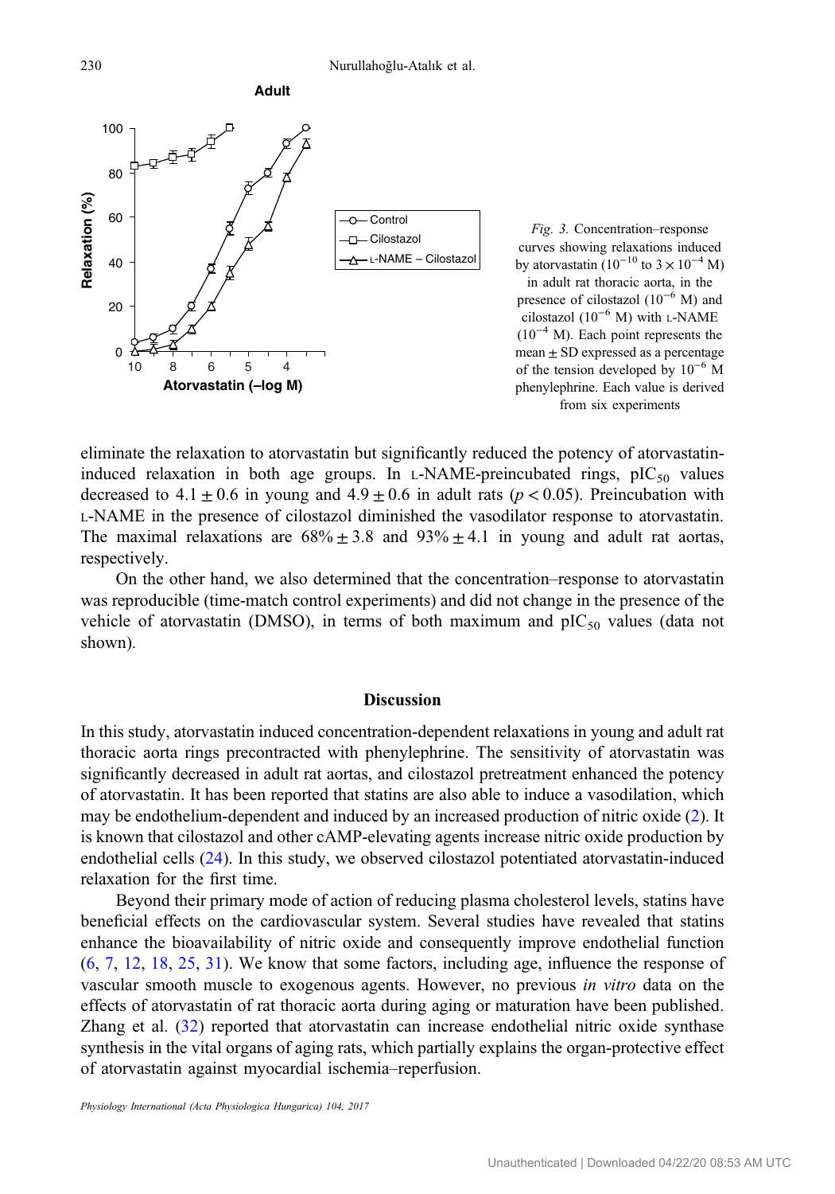*Fig. 3.* Concentration–response curves showing relaxations induced by atorvastatin ($10^{-10}$ to $3 \times 10^{-4}$ M) in adult rat thoracic aorta, in the presence of cilostazol ($10^{-6}$ M) and cilostazol ($10^{-6}$ M) with L-NAME ($10^{-4}$ M). Each point represents the mean ± SD expressed as a percentage of the tension developed by $10^{-6}$ M phenylephrine. Each value is derived from six experiments

eliminate the relaxation to atorvastatin but significantly reduced the potency of atorvastatin-induced relaxation in both age groups. In L-NAME-preincubated rings, $pIC_{50}$ values decreased to $4.1 \pm 0.6$ in young and $4.9 \pm 0.6$ in adult rats ($p < 0.05$). Preincubation with L-NAME in the presence of cilostazol diminished the vasodilator response to atorvastatin. The maximal relaxations are $68\% \pm 3.8$ and $93\% \pm 4.1$ in young and adult rat aortas, respectively.

On the other hand, we also determined that the concentration–response to atorvastatin was reproducible (time-match control experiments) and did not change in the presence of the vehicle of atorvastatin (DMSO), in terms of both maximum and $pIC_{50}$ values (data not shown).

## Discussion

In this study, atorvastatin induced concentration-dependent relaxations in young and adult rat thoracic aorta rings precontracted with phenylephrine. The sensitivity of atorvastatin was significantly decreased in adult rat aortas, and cilostazol pretreatment enhanced the potency of atorvastatin. It has been reported that statins are also able to induce a vasodilation, which may be endothelium-dependent and induced by an increased production of nitric oxide (2). It is known that cilostazol and other cAMP-elevating agents increase nitric oxide production by endothelial cells (24). In this study, we observed cilostazol potentiated atorvastatin-induced relaxation for the first time.

Beyond their primary mode of action of reducing plasma cholesterol levels, statins have beneficial effects on the cardiovascular system. Several studies have revealed that statins enhance the bioavailability of nitric oxide and consequently improve endothelial function (6, 7, 12, 18, 25, 31). We know that some factors, including age, influence the response of vascular smooth muscle to exogenous agents. However, no previous *in vitro* data on the effects of atorvastatin of rat thoracic aorta during aging or maturation have been published. Zhang et al. (32) reported that atorvastatin can increase endothelial nitric oxide synthase synthesis in the vital organs of aging rats, which partially explains the organ-protective effect of atorvastatin against myocardial ischemia–reperfusion.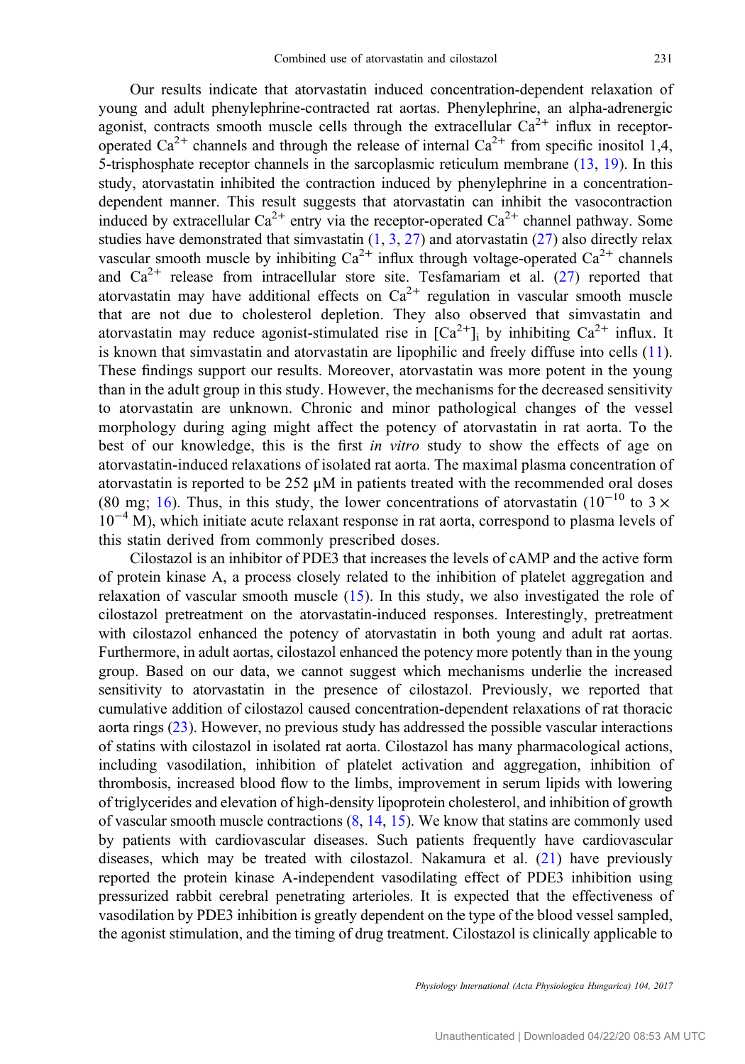Our results indicate that atorvastatin induced concentration-dependent relaxation of young and adult phenylephrine-contracted rat aortas. Phenylephrine, an alpha-adrenergic agonist, contracts smooth muscle cells through the extracellular $Ca^{2+}$ influx in receptor-operated $Ca^{2+}$ channels and through the release of internal $Ca^{2+}$ from specific inositol 1,4, 5-trisphosphate receptor channels in the sarcoplasmic reticulum membrane (13, 19). In this study, atorvastatin inhibited the contraction induced by phenylephrine in a concentration-dependent manner. This result suggests that atorvastatin can inhibit the vasocontraction induced by extracellular $Ca^{2+}$ entry via the receptor-operated $Ca^{2+}$ channel pathway. Some studies have demonstrated that simvastatin (1, 3, 27) and atorvastatin (27) also directly relax vascular smooth muscle by inhibiting $Ca^{2+}$ influx through voltage-operated $Ca^{2+}$ channels and $Ca^{2+}$ release from intracellular store site. Tesfamariam et al. (27) reported that atorvastatin may have additional effects on $Ca^{2+}$ regulation in vascular smooth muscle that are not due to cholesterol depletion. They also observed that simvastatin and atorvastatin may reduce agonist-stimulated rise in $[Ca^{2+}]_i$ by inhibiting $Ca^{2+}$ influx. It is known that simvastatin and atorvastatin are lipophilic and freely diffuse into cells (11). These findings support our results. Moreover, atorvastatin was more potent in the young than in the adult group in this study. However, the mechanisms for the decreased sensitivity to atorvastatin are unknown. Chronic and minor pathological changes of the vessel morphology during aging might affect the potency of atorvastatin in rat aorta. To the best of our knowledge, this is the first *in vitro* study to show the effects of age on atorvastatin-induced relaxations of isolated rat aorta. The maximal plasma concentration of atorvastatin is reported to be 252 μM in patients treated with the recommended oral doses (80 mg; 16). Thus, in this study, the lower concentrations of atorvastatin ($10^{-10}$ to $3 \times 10^{-4}$ M), which initiate acute relaxant response in rat aorta, correspond to plasma levels of this statin derived from commonly prescribed doses.

Cilostazol is an inhibitor of PDE3 that increases the levels of cAMP and the active form of protein kinase A, a process closely related to the inhibition of platelet aggregation and relaxation of vascular smooth muscle (15). In this study, we also investigated the role of cilostazol pretreatment on the atorvastatin-induced responses. Interestingly, pretreatment with cilostazol enhanced the potency of atorvastatin in both young and adult rat aortas. Furthermore, in adult aortas, cilostazol enhanced the potency more potently than in the young group. Based on our data, we cannot suggest which mechanisms underlie the increased sensitivity to atorvastatin in the presence of cilostazol. Previously, we reported that cumulative addition of cilostazol caused concentration-dependent relaxations of rat thoracic aorta rings (23). However, no previous study has addressed the possible vascular interactions of statins with cilostazol in isolated rat aorta. Cilostazol has many pharmacological actions, including vasodilation, inhibition of platelet activation and aggregation, inhibition of thrombosis, increased blood flow to the limbs, improvement in serum lipids with lowering of triglycerides and elevation of high-density lipoprotein cholesterol, and inhibition of growth of vascular smooth muscle contractions (8, 14, 15). We know that statins are commonly used by patients with cardiovascular diseases. Such patients frequently have cardiovascular diseases, which may be treated with cilostazol. Nakamura et al. (21) have previously reported the protein kinase A-independent vasodilating effect of PDE3 inhibition using pressurized rabbit cerebral penetrating arterioles. It is expected that the effectiveness of vasodilation by PDE3 inhibition is greatly dependent on the type of the blood vessel sampled, the agonist stimulation, and the timing of drug treatment. Cilostazol is clinically applicable to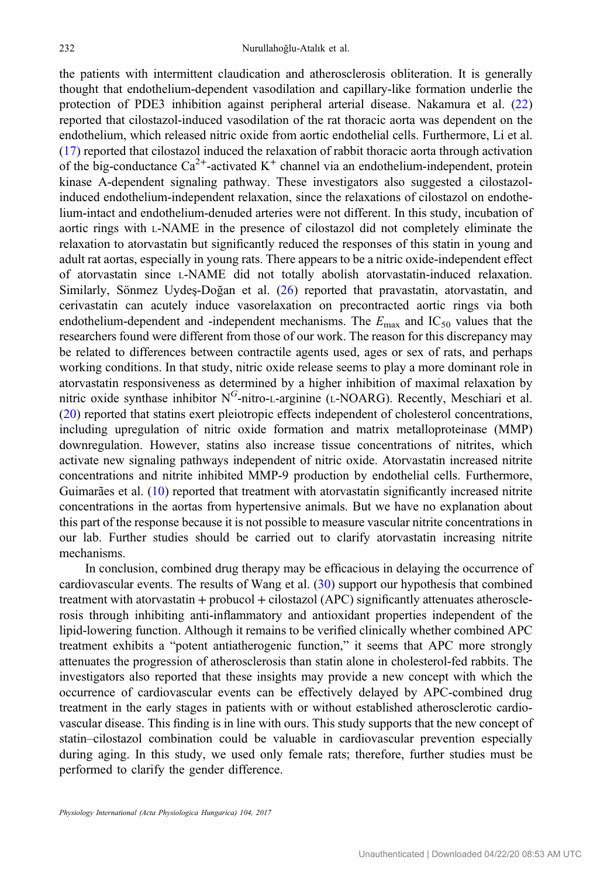the patients with intermittent claudication and atherosclerosis obliteration. It is generally thought that endothelium-dependent vasodilation and capillary-like formation underlie the protection of PDE3 inhibition against peripheral arterial disease. Nakamura et al. (22) reported that cilostazol-induced vasodilation of the rat thoracic aorta was dependent on the endothelium, which released nitric oxide from aortic endothelial cells. Furthermore, Li et al. (17) reported that cilostazol induced the relaxation of rabbit thoracic aorta through activation of the big-conductance $Ca^{2+}$-activated $K^{+}$ channel via an endothelium-independent, protein kinase A-dependent signaling pathway. These investigators also suggested a cilostazol-induced endothelium-independent relaxation, since the relaxations of cilostazol on endothelium-intact and endothelium-denuded arteries were not different. In this study, incubation of aortic rings with L-NAME in the presence of cilostazol did not completely eliminate the relaxation to atorvastatin but significantly reduced the responses of this statin in young and adult rat aortas, especially in young rats. There appears to be a nitric oxide-independent effect of atorvastatin since L-NAME did not totally abolish atorvastatin-induced relaxation. Similarly, Sönmez Uydeş-Doğan et al. (26) reported that pravastatin, atorvastatin, and cerivastatin can acutely induce vasorelaxation on precontracted aortic rings via both endothelium-dependent and -independent mechanisms. The $E_{max}$ and $IC_{50}$ values that the researchers found were different from those of our work. The reason for this discrepancy may be related to differences between contractile agents used, ages or sex of rats, and perhaps working conditions. In that study, nitric oxide release seems to play a more dominant role in atorvastatin responsiveness as determined by a higher inhibition of maximal relaxation by nitric oxide synthase inhibitor $N^{G}$-nitro-L-arginine (L-NOARG). Recently, Meschiari et al. (20) reported that statins exert pleiotropic effects independent of cholesterol concentrations, including upregulation of nitric oxide formation and matrix metalloproteinase (MMP) downregulation. However, statins also increase tissue concentrations of nitrites, which activate new signaling pathways independent of nitric oxide. Atorvastatin increased nitrite concentrations and nitrite inhibited MMP-9 production by endothelial cells. Furthermore, Guimarães et al. (10) reported that treatment with atorvastatin significantly increased nitrite concentrations in the aortas from hypertensive animals. But we have no explanation about this part of the response because it is not possible to measure vascular nitrite concentrations in our lab. Further studies should be carried out to clarify atorvastatin increasing nitrite mechanisms.

In conclusion, combined drug therapy may be efficacious in delaying the occurrence of cardiovascular events. The results of Wang et al. (30) support our hypothesis that combined treatment with atorvastatin + probucol + cilostazol (APC) significantly attenuates atherosclerosis through inhibiting anti-inflammatory and antioxidant properties independent of the lipid-lowering function. Although it remains to be verified clinically whether combined APC treatment exhibits a "potent antiatherogenic function," it seems that APC more strongly attenuates the progression of atherosclerosis than statin alone in cholesterol-fed rabbits. The investigators also reported that these insights may provide a new concept with which the occurrence of cardiovascular events can be effectively delayed by APC-combined drug treatment in the early stages in patients with or without established atherosclerotic cardiovascular disease. This finding is in line with ours. This study supports that the new concept of statin–cilostazol combination could be valuable in cardiovascular prevention especially during aging. In this study, we used only female rats; therefore, further studies must be performed to clarify the gender difference.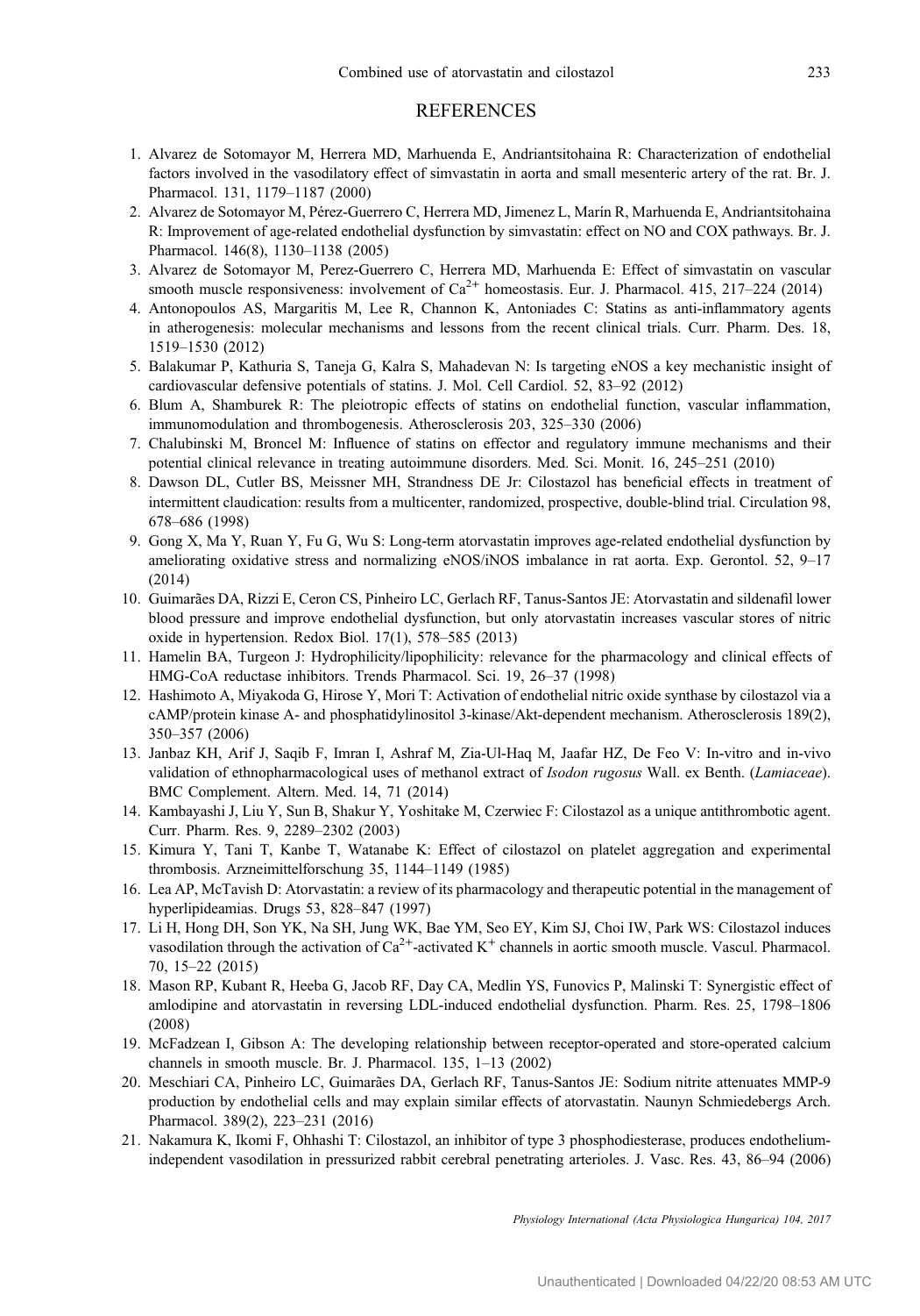## REFERENCES

1. Alvarez de Sotomayor M, Herrera MD, Marhuenda E, Andriantsitohaina R: Characterization of endothelial factors involved in the vasodilatory effect of simvastatin in aorta and small mesenteric artery of the rat. Br. J. Pharmacol. 131, 1179–1187 (2000)
2. Alvarez de Sotomayor M, Pérez-Guerrero C, Herrera MD, Jimenez L, Marín R, Marhuenda E, Andriantsitohaina R: Improvement of age-related endothelial dysfunction by simvastatin: effect on NO and COX pathways. Br. J. Pharmacol. 146(8), 1130–1138 (2005)
3. Alvarez de Sotomayor M, Perez-Guerrero C, Herrera MD, Marhuenda E: Effect of simvastatin on vascular smooth muscle responsiveness: involvement of $Ca^{2+}$ homeostasis. Eur. J. Pharmacol. 415, 217–224 (2014)
4. Antonopoulos AS, Margaritis M, Lee R, Channon K, Antoniades C: Statins as anti-inflammatory agents in atherogenesis: molecular mechanisms and lessons from the recent clinical trials. Curr. Pharm. Des. 18, 1519–1530 (2012)
5. Balakumar P, Kathuria S, Taneja G, Kalra S, Mahadevan N: Is targeting eNOS a key mechanistic insight of cardiovascular defensive potentials of statins. J. Mol. Cell Cardiol. 52, 83–92 (2012)
6. Blum A, Shamburek R: The pleiotropic effects of statins on endothelial function, vascular inflammation, immunomodulation and thrombogenesis. Atherosclerosis 203, 325–330 (2006)
7. Chalubinski M, Broncel M: Influence of statins on effector and regulatory immune mechanisms and their potential clinical relevance in treating autoimmune disorders. Med. Sci. Monit. 16, 245–251 (2010)
8. Dawson DL, Cutler BS, Meissner MH, Strandness DE Jr: Cilostazol has beneficial effects in treatment of intermittent claudication: results from a multicenter, randomized, prospective, double-blind trial. Circulation 98, 678–686 (1998)
9. Gong X, Ma Y, Ruan Y, Fu G, Wu S: Long-term atorvastatin improves age-related endothelial dysfunction by ameliorating oxidative stress and normalizing eNOS/iNOS imbalance in rat aorta. Exp. Gerontol. 52, 9–17 (2014)
10. Guimarães DA, Rizzi E, Ceron CS, Pinheiro LC, Gerlach RF, Tanus-Santos JE: Atorvastatin and sildenafil lower blood pressure and improve endothelial dysfunction, but only atorvastatin increases vascular stores of nitric oxide in hypertension. Redox Biol. 17(1), 578–585 (2013)
11. Hamelin BA, Turgeon J: Hydrophilicity/lipophilicity: relevance for the pharmacology and clinical effects of HMG-CoA reductase inhibitors. Trends Pharmacol. Sci. 19, 26–37 (1998)
12. Hashimoto A, Miyakoda G, Hirose Y, Mori T: Activation of endothelial nitric oxide synthase by cilostazol via a cAMP/protein kinase A- and phosphatidylinositol 3-kinase/Akt-dependent mechanism. Atherosclerosis 189(2), 350–357 (2006)
13. Janbaz KH, Arif J, Saqib F, Imran I, Ashraf M, Zia-Ul-Haq M, Jaafar HZ, De Feo V: In-vitro and in-vivo validation of ethnopharmacological uses of methanol extract of *Isodon rugosus* Wall. ex Benth. (*Lamiaceae*). BMC Complement. Altern. Med. 14, 71 (2014)
14. Kambayashi J, Liu Y, Sun B, Shakur Y, Yoshitake M, Czerwiec F: Cilostazol as a unique antithrombotic agent. Curr. Pharm. Res. 9, 2289–2302 (2003)
15. Kimura Y, Tani T, Kanbe T, Watanabe K: Effect of cilostazol on platelet aggregation and experimental thrombosis. Arzneimittelforschung 35, 1144–1149 (1985)
16. Lea AP, McTavish D: Atorvastatin: a review of its pharmacology and therapeutic potential in the management of hyperlipideamias. Drugs 53, 828–847 (1997)
17. Li H, Hong DH, Son YK, Na SH, Jung WK, Bae YM, Seo EY, Kim SJ, Choi IW, Park WS: Cilostazol induces vasodilation through the activation of $Ca^{2+}$-activated $K^{+}$ channels in aortic smooth muscle. Vascul. Pharmacol. 70, 15–22 (2015)
18. Mason RP, Kubant R, Heeba G, Jacob RF, Day CA, Medlin YS, Funovics P, Malinski T: Synergistic effect of amlodipine and atorvastatin in reversing LDL-induced endothelial dysfunction. Pharm. Res. 25, 1798–1806 (2008)
19. McFadzean I, Gibson A: The developing relationship between receptor-operated and store-operated calcium channels in smooth muscle. Br. J. Pharmacol. 135, 1–13 (2002)
20. Meschiari CA, Pinheiro LC, Guimarães DA, Gerlach RF, Tanus-Santos JE: Sodium nitrite attenuates MMP-9 production by endothelial cells and may explain similar effects of atorvastatin. Naunyn Schmiedebergs Arch. Pharmacol. 389(2), 223–231 (2016)
21. Nakamura K, Ikomi F, Ohhashi T: Cilostazol, an inhibitor of type 3 phosphodiesterase, produces endothelium-independent vasodilation in pressurized rabbit cerebral penetrating arterioles. J. Vasc. Res. 43, 86–94 (2006)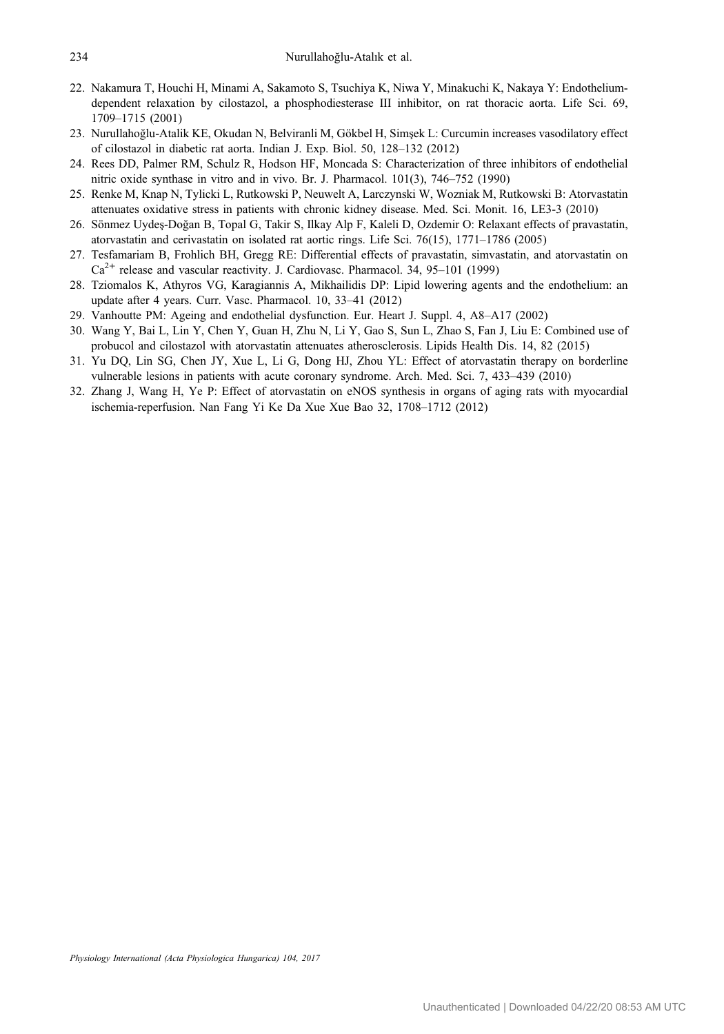22. Nakamura T, Houchi H, Minami A, Sakamoto S, Tsuchiya K, Niwa Y, Minakuchi K, Nakaya Y: Endothelium-dependent relaxation by cilostazol, a phosphodiesterase III inhibitor, on rat thoracic aorta. Life Sci. 69, 1709–1715 (2001)
23. Nurullahoğlu-Atalik KE, Okudan N, Belviranli M, Gökbel H, Simşek L: Curcumin increases vasodilatory effect of cilostazol in diabetic rat aorta. Indian J. Exp. Biol. 50, 128–132 (2012)
24. Rees DD, Palmer RM, Schulz R, Hodson HF, Moncada S: Characterization of three inhibitors of endothelial nitric oxide synthase in vitro and in vivo. Br. J. Pharmacol. 101(3), 746–752 (1990)
25. Renke M, Knap N, Tylicki L, Rutkowski P, Neuwelt A, Larczynski W, Wozniak M, Rutkowski B: Atorvastatin attenuates oxidative stress in patients with chronic kidney disease. Med. Sci. Monit. 16, LE3-3 (2010)
26. Sönmez Uydeş-Doğan B, Topal G, Takir S, Ilkay Alp F, Kaleli D, Ozdemir O: Relaxant effects of pravastatin, atorvastatin and cerivastatin on isolated rat aortic rings. Life Sci. 76(15), 1771–1786 (2005)
27. Tesfamariam B, Frohlich BH, Gregg RE: Differential effects of pravastatin, simvastatin, and atorvastatin on $Ca^{2+}$ release and vascular reactivity. J. Cardiovasc. Pharmacol. 34, 95–101 (1999)
28. Tziomalos K, Athyros VG, Karagiannis A, Mikhailidis DP: Lipid lowering agents and the endothelium: an update after 4 years. Curr. Vasc. Pharmacol. 10, 33–41 (2012)
29. Vanhoutte PM: Ageing and endothelial dysfunction. Eur. Heart J. Suppl. 4, A8–A17 (2002)
30. Wang Y, Bai L, Lin Y, Chen Y, Guan H, Zhu N, Li Y, Gao S, Sun L, Zhao S, Fan J, Liu E: Combined use of probucol and cilostazol with atorvastatin attenuates atherosclerosis. Lipids Health Dis. 14, 82 (2015)
31. Yu DQ, Lin SG, Chen JY, Xue L, Li G, Dong HJ, Zhou YL: Effect of atorvastatin therapy on borderline vulnerable lesions in patients with acute coronary syndrome. Arch. Med. Sci. 7, 433–439 (2010)
32. Zhang J, Wang H, Ye P: Effect of atorvastatin on eNOS synthesis in organs of aging rats with myocardial ischemia-reperfusion. Nan Fang Yi Ke Da Xue Xue Bao 32, 1708–1712 (2012)